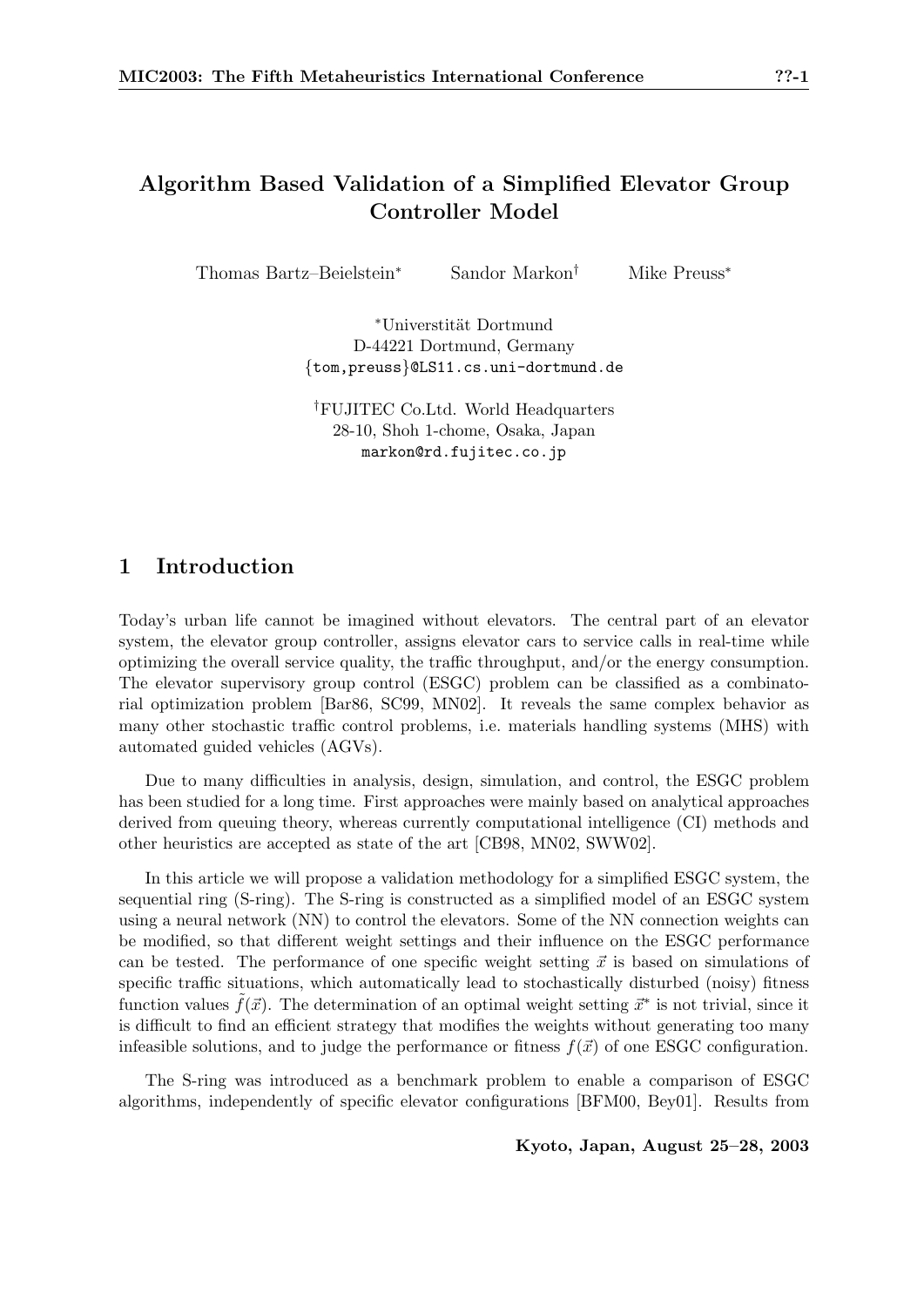# Algorithm Based Validation of a Simplified Elevator Group Controller Model

Thomas Bartz–Beielstein* Sandor Markon† Mike Preuss*

*Universität Dortmund
D-44221 Dortmund, Germany
{tom,preuss}@LS11.cs.uni-dortmund.de

†FUJITEC Co.Ltd. World Headquarters
28-10, Shoh 1-chome, Osaka, Japan
markon@rd.fujitec.co.jp

## 1 Introduction

Today's urban life cannot be imagined without elevators. The central part of an elevator system, the elevator group controller, assigns elevator cars to service calls in real-time while optimizing the overall service quality, the traffic throughput, and/or the energy consumption. The elevator supervisory group control (ESGC) problem can be classified as a combinatorial optimization problem [Bar86, SC99, MN02]. It reveals the same complex behavior as many other stochastic traffic control problems, i.e. materials handling systems (MHS) with automated guided vehicles (AGVs).

Due to many difficulties in analysis, design, simulation, and control, the ESGC problem has been studied for a long time. First approaches were mainly based on analytical approaches derived from queuing theory, whereas currently computational intelligence (CI) methods and other heuristics are accepted as state of the art [CB98, MN02, SWW02].

In this article we will propose a validation methodology for a simplified ESGC system, the sequential ring (S-ring). The S-ring is constructed as a simplified model of an ESGC system using a neural network (NN) to control the elevators. Some of the NN connection weights can be modified, so that different weight settings and their influence on the ESGC performance can be tested. The performance of one specific weight setting $\vec{x}$ is based on simulations of specific traffic situations, which automatically lead to stochastically disturbed (noisy) fitness function values $\tilde{f}(\vec{x})$. The determination of an optimal weight setting $\vec{x}^*$ is not trivial, since it is difficult to find an efficient strategy that modifies the weights without generating too many infeasible solutions, and to judge the performance or fitness $f(\vec{x})$ of one ESGC configuration.

The S-ring was introduced as a benchmark problem to enable a comparison of ESGC algorithms, independently of specific elevator configurations [BFM00, Bey01]. Results from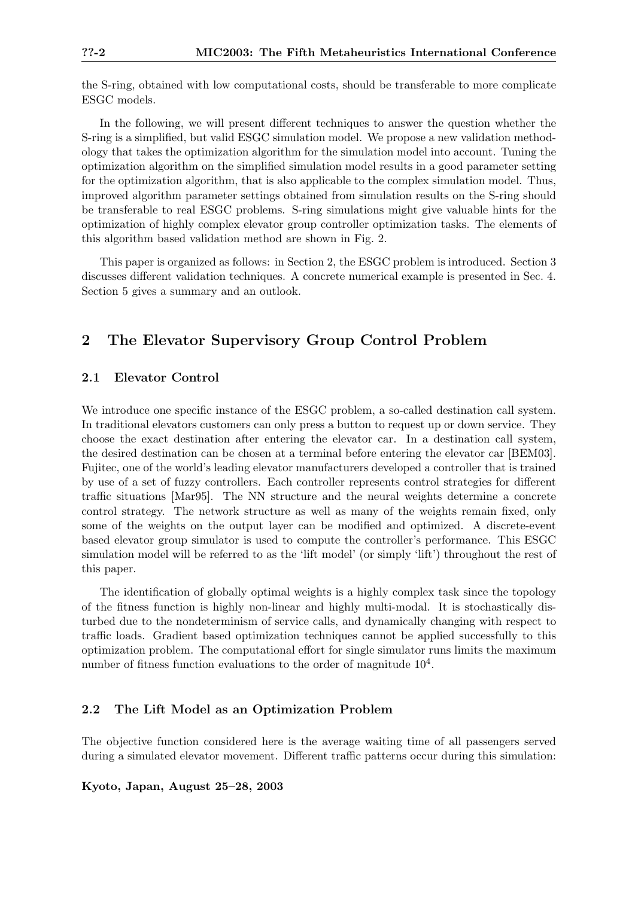the S-ring, obtained with low computational costs, should be transferable to more complicate ESGC models.

In the following, we will present different techniques to answer the question whether the S-ring is a simplified, but valid ESGC simulation model. We propose a new validation methodology that takes the optimization algorithm for the simulation model into account. Tuning the optimization algorithm on the simplified simulation model results in a good parameter setting for the optimization algorithm, that is also applicable to the complex simulation model. Thus, improved algorithm parameter settings obtained from simulation results on the S-ring should be transferable to real ESGC problems. S-ring simulations might give valuable hints for the optimization of highly complex elevator group controller optimization tasks. The elements of this algorithm based validation method are shown in Fig. 2.

This paper is organized as follows: in Section 2, the ESGC problem is introduced. Section 3 discusses different validation techniques. A concrete numerical example is presented in Sec. 4. Section 5 gives a summary and an outlook.

## 2 The Elevator Supervisory Group Control Problem

### 2.1 Elevator Control

We introduce one specific instance of the ESGC problem, a so-called destination call system. In traditional elevators customers can only press a button to request up or down service. They choose the exact destination after entering the elevator car. In a destination call system, the desired destination can be chosen at a terminal before entering the elevator car [BEM03]. Fujitec, one of the world's leading elevator manufacturers developed a controller that is trained by use of a set of fuzzy controllers. Each controller represents control strategies for different traffic situations [Mar95]. The NN structure and the neural weights determine a concrete control strategy. The network structure as well as many of the weights remain fixed, only some of the weights on the output layer can be modified and optimized. A discrete-event based elevator group simulator is used to compute the controller's performance. This ESGC simulation model will be referred to as the 'lift model' (or simply 'lift') throughout the rest of this paper.

The identification of globally optimal weights is a highly complex task since the topology of the fitness function is highly non-linear and highly multi-modal. It is stochastically disturbed due to the nondeterminism of service calls, and dynamically changing with respect to traffic loads. Gradient based optimization techniques cannot be applied successfully to this optimization problem. The computational effort for single simulator runs limits the maximum number of fitness function evaluations to the order of magnitude $10^4$.

### 2.2 The Lift Model as an Optimization Problem

The objective function considered here is the average waiting time of all passengers served during a simulated elevator movement. Different traffic patterns occur during this simulation: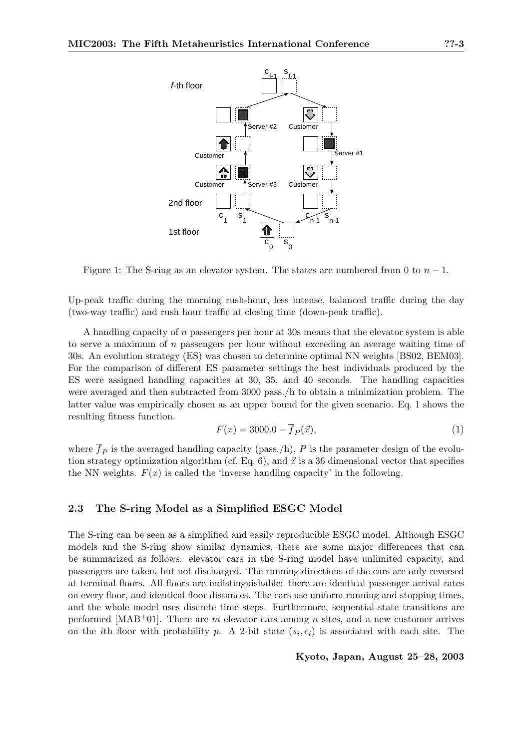Figure 1: The S-ring as an elevator system. The states are numbered from 0 to $n-1$.

Up-peak traffic during the morning rush-hour, less intense, balanced traffic during the day (two-way traffic) and rush hour traffic at closing time (down-peak traffic).

A handling capacity of $n$ passengers per hour at 30s means that the elevator system is able to serve a maximum of $n$ passengers per hour without exceeding an average waiting time of 30s. An evolution strategy (ES) was chosen to determine optimal NN weights [BS02, BEM03]. For the comparison of different ES parameter settings the best individuals produced by the ES were assigned handling capacities at 30, 35, and 40 seconds. The handling capacities were averaged and then subtracted from 3000 pass./h to obtain a minimization problem. The latter value was empirically chosen as an upper bound for the given scenario. Eq. 1 shows the resulting fitness function.

$$F(x) = 3000.0 - \overline{f}_P(\vec{x}), \tag{1}$$

where $\overline{f}_P$ is the averaged handling capacity (pass./h), $P$ is the parameter design of the evolution strategy optimization algorithm (cf. Eq. 6), and $\vec{x}$ is a 36 dimensional vector that specifies the NN weights. $F(x)$ is called the 'inverse handling capacity' in the following.

### 2.3 The S-ring Model as a Simplified ESGC Model

The S-ring can be seen as a simplified and easily reproducible ESGC model. Although ESGC models and the S-ring show similar dynamics, there are some major differences that can be summarized as follows: elevator cars in the S-ring model have unlimited capacity, and passengers are taken, but not discharged. The running directions of the cars are only reversed at terminal floors. All floors are indistinguishable: there are identical passenger arrival rates on every floor, and identical floor distances. The cars use uniform running and stopping times, and the whole model uses discrete time steps. Furthermore, sequential state transitions are performed [MAB+01]. There are $m$ elevator cars among $n$ sites, and a new customer arrives on the $i$th floor with probability $p$. A 2-bit state $(s_i, c_i)$ is associated with each site. The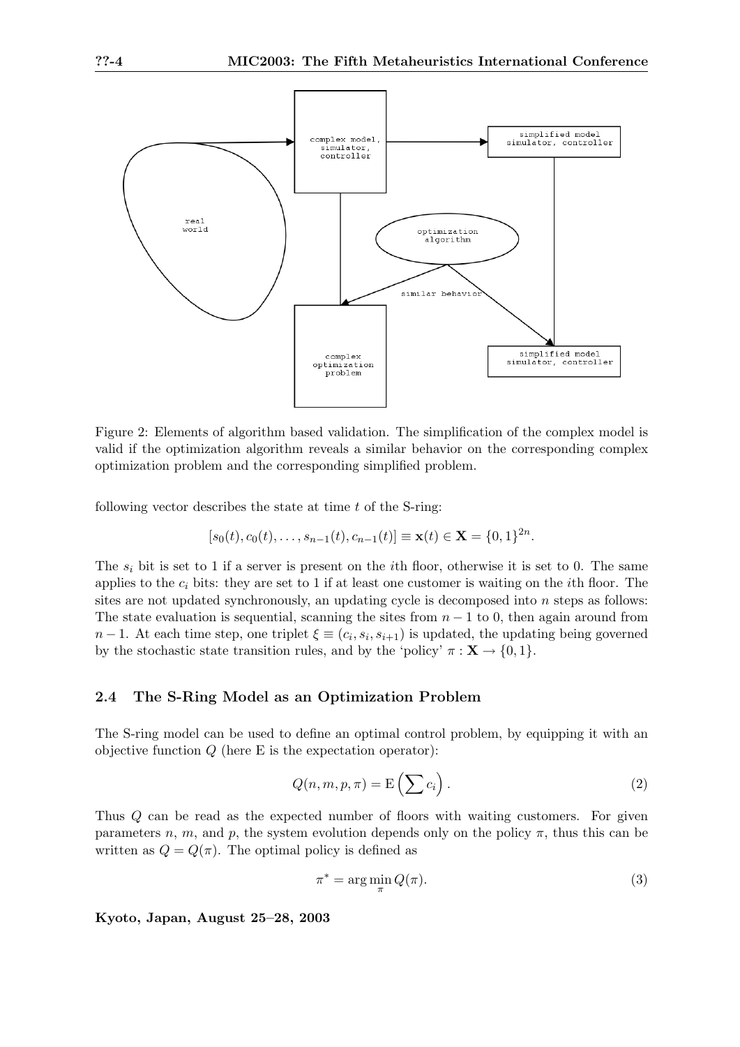Figure 2: Elements of algorithm based validation. The simplification of the complex model is valid if the optimization algorithm reveals a similar behavior on the corresponding complex optimization problem and the corresponding simplified problem.

following vector describes the state at time $t$ of the S-ring:

$$[s_0(t), c_0(t), \ldots, s_{n-1}(t), c_{n-1}(t)] \equiv \mathbf{x}(t) \in \mathbf{X} = \{0,1\}^{2n}.$$

The $s_i$ bit is set to 1 if a server is present on the $i$th floor, otherwise it is set to 0. The same applies to the $c_i$ bits: they are set to 1 if at least one customer is waiting on the $i$th floor. The sites are not updated synchronously, an updating cycle is decomposed into $n$ steps as follows: The state evaluation is sequential, scanning the sites from $n-1$ to 0, then again around from $n-1$. At each time step, one triplet $\xi \equiv (c_i, s_i, s_{i+1})$ is updated, the updating being governed by the stochastic state transition rules, and by the 'policy' $\pi : \mathbf{X} \to \{0, 1\}$.

### 2.4 The S-Ring Model as an Optimization Problem

The S-ring model can be used to define an optimal control problem, by equipping it with an objective function $Q$ (here E is the expectation operator):

$$Q(n, m, p, \pi) = \mathrm{E}\left(\sum c_i\right). \tag{2}$$

Thus $Q$ can be read as the expected number of floors with waiting customers. For given parameters $n$, $m$, and $p$, the system evolution depends only on the policy $\pi$, thus this can be written as $Q = Q(\pi)$. The optimal policy is defined as

$$\pi^* = \arg\min_{\pi} Q(\pi). \tag{3}$$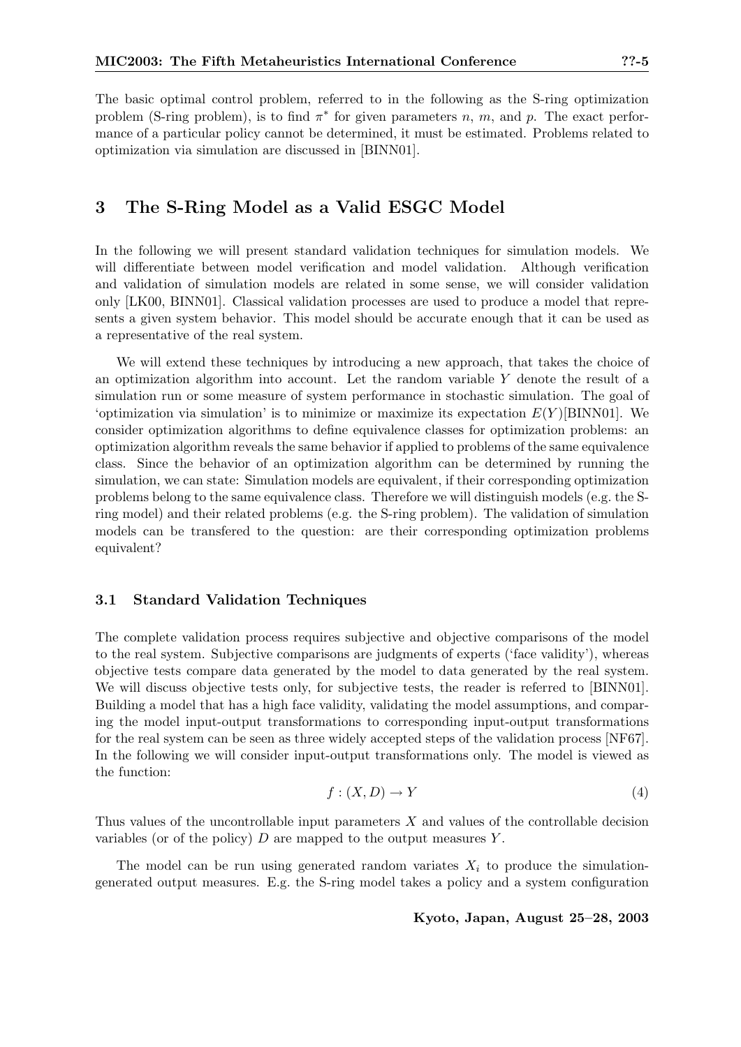The basic optimal control problem, referred to in the following as the S-ring optimization problem (S-ring problem), is to find $\pi^*$ for given parameters $n$, $m$, and $p$. The exact performance of a particular policy cannot be determined, it must be estimated. Problems related to optimization via simulation are discussed in [BINN01].

## 3 The S-Ring Model as a Valid ESGC Model

In the following we will present standard validation techniques for simulation models. We will differentiate between model verification and model validation. Although verification and validation of simulation models are related in some sense, we will consider validation only [LK00, BINN01]. Classical validation processes are used to produce a model that represents a given system behavior. This model should be accurate enough that it can be used as a representative of the real system.

We will extend these techniques by introducing a new approach, that takes the choice of an optimization algorithm into account. Let the random variable $Y$ denote the result of a simulation run or some measure of system performance in stochastic simulation. The goal of 'optimization via simulation' is to minimize or maximize its expectation $E(Y)$[BINN01]. We consider optimization algorithms to define equivalence classes for optimization problems: an optimization algorithm reveals the same behavior if applied to problems of the same equivalence class. Since the behavior of an optimization algorithm can be determined by running the simulation, we can state: Simulation models are equivalent, if their corresponding optimization problems belong to the same equivalence class. Therefore we will distinguish models (e.g. the S-ring model) and their related problems (e.g. the S-ring problem). The validation of simulation models can be transfered to the question: are their corresponding optimization problems equivalent?

### 3.1 Standard Validation Techniques

The complete validation process requires subjective and objective comparisons of the model to the real system. Subjective comparisons are judgments of experts ('face validity'), whereas objective tests compare data generated by the model to data generated by the real system. We will discuss objective tests only, for subjective tests, the reader is referred to [BINN01]. Building a model that has a high face validity, validating the model assumptions, and comparing the model input-output transformations to corresponding input-output transformations for the real system can be seen as three widely accepted steps of the validation process [NF67]. In the following we will consider input-output transformations only. The model is viewed as the function:

$$f : (X, D) \rightarrow Y \tag{4}$$

Thus values of the uncontrollable input parameters $X$ and values of the controllable decision variables (or of the policy) $D$ are mapped to the output measures $Y$.

The model can be run using generated random variates $X_i$ to produce the simulation-generated output measures. E.g. the S-ring model takes a policy and a system configuration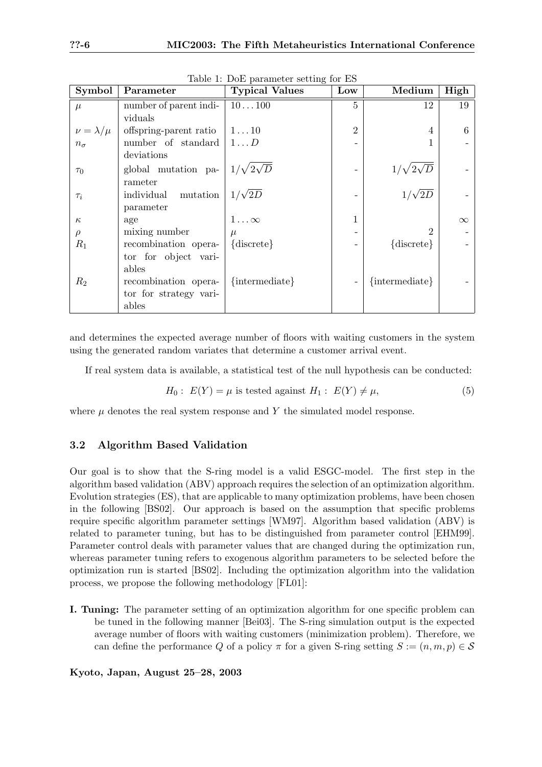Table 1: DoE parameter setting for ES

| Symbol | Parameter | Typical Values | Low | Medium | High |
|---|---|---|---|---|---|
| $\mu$ | number of parent individuals | $10 \dots 100$ | 5 | 12 | 19 |
| $\nu = \lambda/\mu$ | offspring-parent ratio | $1 \dots 10$ | 2 | 4 | 6 |
| $n_\sigma$ | number of standard deviations | $1 \dots D$ | - | 1 | - |
| $\tau_0$ | global mutation parameter | $1/\sqrt{2\sqrt{D}}$ | - | $1/\sqrt{2\sqrt{D}}$ | - |
| $\tau_i$ | individual mutation parameter | $1/\sqrt{2D}$ | - | $1/\sqrt{2D}$ | - |
| $\kappa$ | age | $1 \dots \infty$ | 1 | | $\infty$ |
| $\rho$ | mixing number | $\mu$ | - | 2 | - |
| $R_1$ | recombination operator for object variables | {discrete} | - | {discrete} | - |
| $R_2$ | recombination operator for strategy variables | {intermediate} | - | {intermediate} | - |

and determines the expected average number of floors with waiting customers in the system using the generated random variates that determine a customer arrival event.

If real system data is available, a statistical test of the null hypothesis can be conducted:

$$H_0: \; E(Y) = \mu \text{ is tested against } H_1: \; E(Y) \neq \mu, \tag{5}$$

where $\mu$ denotes the real system response and $Y$ the simulated model response.

### 3.2 Algorithm Based Validation

Our goal is to show that the S-ring model is a valid ESGC-model. The first step in the algorithm based validation (ABV) approach requires the selection of an optimization algorithm. Evolution strategies (ES), that are applicable to many optimization problems, have been chosen in the following [BS02]. Our approach is based on the assumption that specific problems require specific algorithm parameter settings [WM97]. Algorithm based validation (ABV) is related to parameter tuning, but has to be distinguished from parameter control [EHM99]. Parameter control deals with parameter values that are changed during the optimization run, whereas parameter tuning refers to exogenous algorithm parameters to be selected before the optimization run is started [BS02]. Including the optimization algorithm into the validation process, we propose the following methodology [FL01]:

**I. Tuning:** The parameter setting of an optimization algorithm for one specific problem can be tuned in the following manner [Bei03]. The S-ring simulation output is the expected average number of floors with waiting customers (minimization problem). Therefore, we can define the performance $Q$ of a policy $\pi$ for a given S-ring setting $S := (n, m, p) \in \mathcal{S}$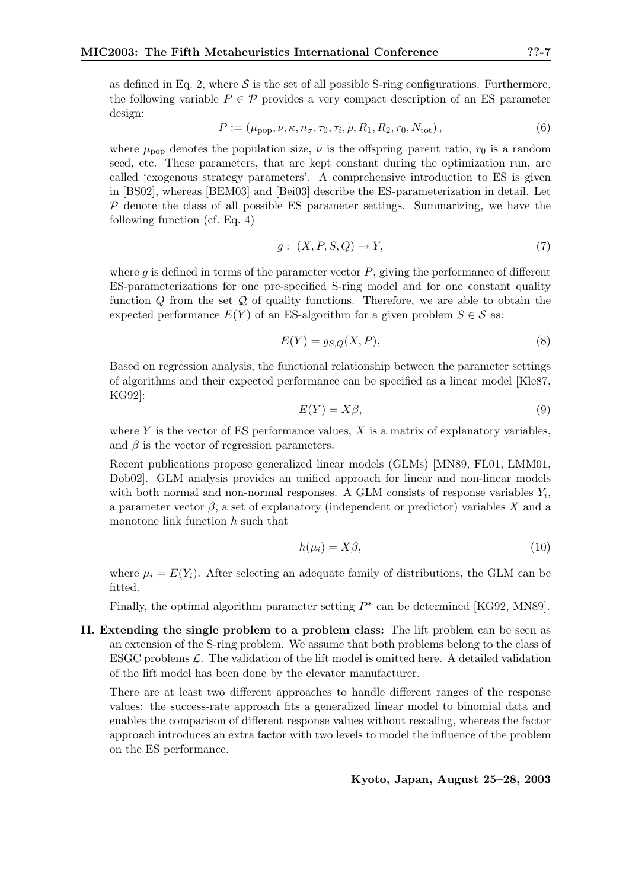as defined in Eq. 2, where $\mathcal{S}$ is the set of all possible S-ring configurations. Furthermore, the following variable $P \in \mathcal{P}$ provides a very compact description of an ES parameter design:

$$P := (\mu_{\text{pop}}, \nu, \kappa, n_\sigma, \tau_0, \tau_i, \rho, R_1, R_2, r_0, N_{\text{tot}}), \tag{6}$$

where $\mu_{\text{pop}}$ denotes the population size, $\nu$ is the offspring–parent ratio, $r_0$ is a random seed, etc. These parameters, that are kept constant during the optimization run, are called 'exogenous strategy parameters'. A comprehensive introduction to ES is given in [BS02], whereas [BEM03] and [Bei03] describe the ES-parameterization in detail. Let $\mathcal{P}$ denote the class of all possible ES parameter settings. Summarizing, we have the following function (cf. Eq. 4)

$$g: \ (X, P, S, Q) \to Y, \tag{7}$$

where $g$ is defined in terms of the parameter vector $P$, giving the performance of different ES-parameterizations for one pre-specified S-ring model and for one constant quality function $Q$ from the set $\mathcal{Q}$ of quality functions. Therefore, we are able to obtain the expected performance $E(Y)$ of an ES-algorithm for a given problem $S \in \mathcal{S}$ as:

$$E(Y) = g_{S,Q}(X, P), \tag{8}$$

Based on regression analysis, the functional relationship between the parameter settings of algorithms and their expected performance can be specified as a linear model [Kle87, KG92]:

$$E(Y) = X\beta, \tag{9}$$

where $Y$ is the vector of ES performance values, $X$ is a matrix of explanatory variables, and $\beta$ is the vector of regression parameters.

Recent publications propose generalized linear models (GLMs) [MN89, FL01, LMM01, Dob02]. GLM analysis provides an unified approach for linear and non-linear models with both normal and non-normal responses. A GLM consists of response variables $Y_i$, a parameter vector $\beta$, a set of explanatory (independent or predictor) variables $X$ and a monotone link function $h$ such that

$$h(\mu_i) = X\beta, \tag{10}$$

where $\mu_i = E(Y_i)$. After selecting an adequate family of distributions, the GLM can be fitted.

Finally, the optimal algorithm parameter setting $P^*$ can be determined [KG92, MN89].

**II. Extending the single problem to a problem class:** The lift problem can be seen as an extension of the S-ring problem. We assume that both problems belong to the class of ESGC problems $\mathcal{L}$. The validation of the lift model is omitted here. A detailed validation of the lift model has been done by the elevator manufacturer.

There are at least two different approaches to handle different ranges of the response values: the success-rate approach fits a generalized linear model to binomial data and enables the comparison of different response values without rescaling, whereas the factor approach introduces an extra factor with two levels to model the influence of the problem on the ES performance.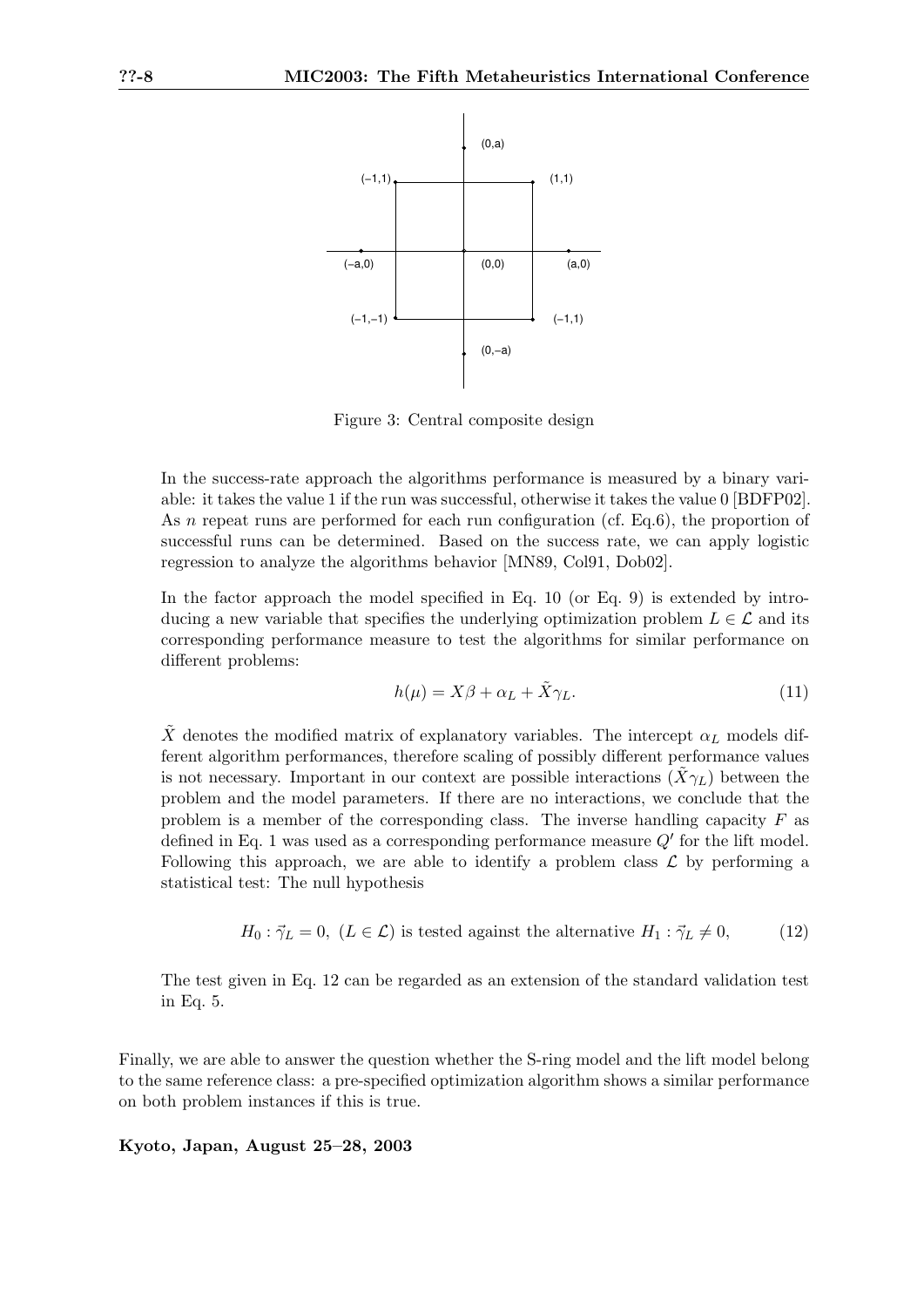Figure 3: Central composite design

In the success-rate approach the algorithms performance is measured by a binary variable: it takes the value 1 if the run was successful, otherwise it takes the value 0 [BDFP02]. As $n$ repeat runs are performed for each run configuration (cf. Eq.6), the proportion of successful runs can be determined. Based on the success rate, we can apply logistic regression to analyze the algorithms behavior [MN89, Col91, Dob02].

In the factor approach the model specified in Eq. 10 (or Eq. 9) is extended by introducing a new variable that specifies the underlying optimization problem $L \in \mathcal{L}$ and its corresponding performance measure to test the algorithms for similar performance on different problems:

$$h(\mu) = X\beta + \alpha_L + \tilde{X}\gamma_L. \tag{11}$$

$\tilde{X}$ denotes the modified matrix of explanatory variables. The intercept $\alpha_L$ models different algorithm performances, therefore scaling of possibly different performance values is not necessary. Important in our context are possible interactions $(\tilde{X}\gamma_L)$ between the problem and the model parameters. If there are no interactions, we conclude that the problem is a member of the corresponding class. The inverse handling capacity $F$ as defined in Eq. 1 was used as a corresponding performance measure $Q'$ for the lift model. Following this approach, we are able to identify a problem class $\mathcal{L}$ by performing a statistical test: The null hypothesis

$$H_0 : \vec{\gamma}_L = 0,\ (L \in \mathcal{L}) \text{ is tested against the alternative } H_1 : \vec{\gamma}_L \neq 0, \tag{12}$$

The test given in Eq. 12 can be regarded as an extension of the standard validation test in Eq. 5.

Finally, we are able to answer the question whether the S-ring model and the lift model belong to the same reference class: a pre-specified optimization algorithm shows a similar performance on both problem instances if this is true.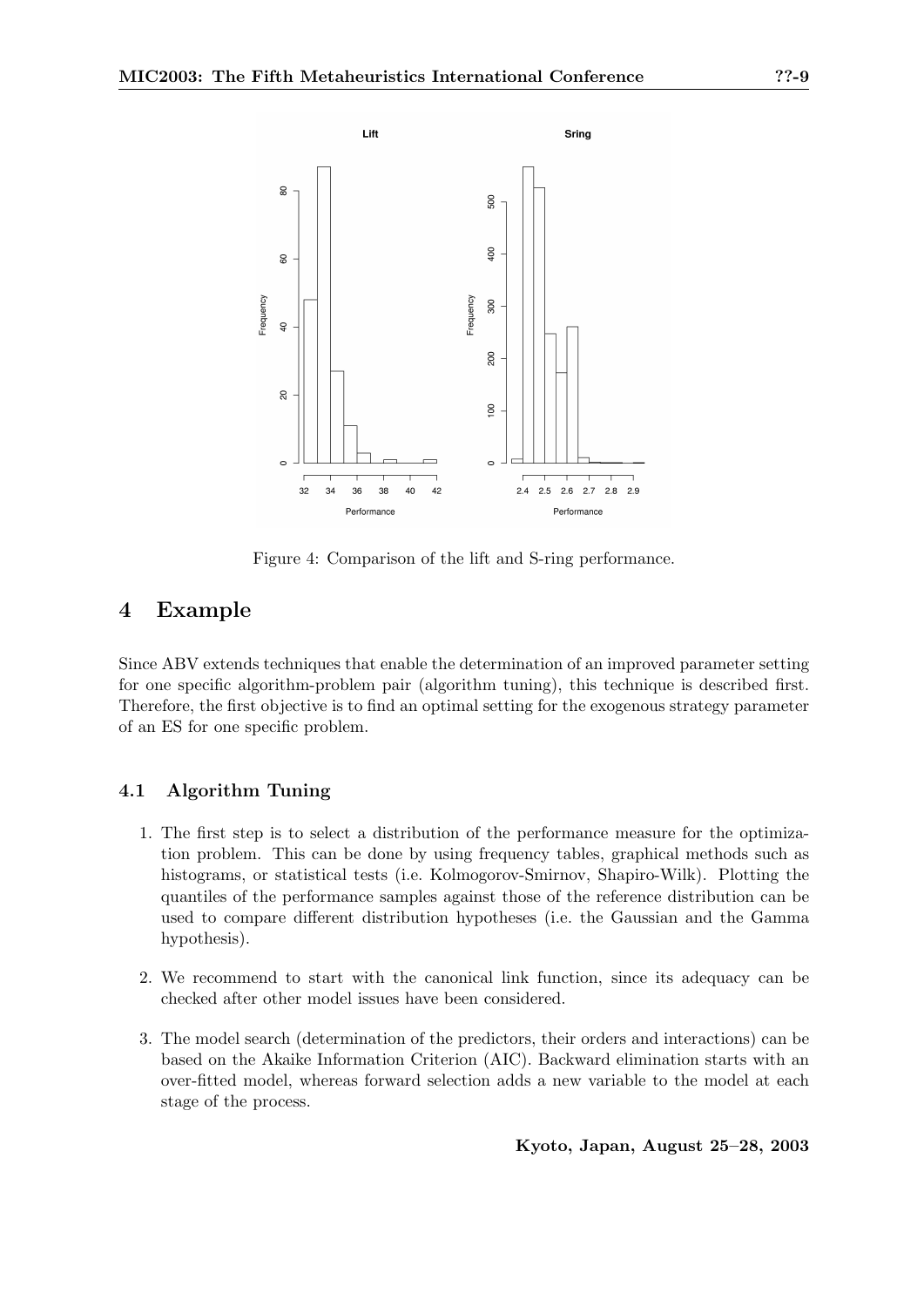Figure 4: Comparison of the lift and S-ring performance.

# 4 Example

Since ABV extends techniques that enable the determination of an improved parameter setting for one specific algorithm-problem pair (algorithm tuning), this technique is described first. Therefore, the first objective is to find an optimal setting for the exogenous strategy parameter of an ES for one specific problem.

## 4.1 Algorithm Tuning

1. The first step is to select a distribution of the performance measure for the optimization problem. This can be done by using frequency tables, graphical methods such as histograms, or statistical tests (i.e. Kolmogorov-Smirnov, Shapiro-Wilk). Plotting the quantiles of the performance samples against those of the reference distribution can be used to compare different distribution hypotheses (i.e. the Gaussian and the Gamma hypothesis).

2. We recommend to start with the canonical link function, since its adequacy can be checked after other model issues have been considered.

3. The model search (determination of the predictors, their orders and interactions) can be based on the Akaike Information Criterion (AIC). Backward elimination starts with an over-fitted model, whereas forward selection adds a new variable to the model at each stage of the process.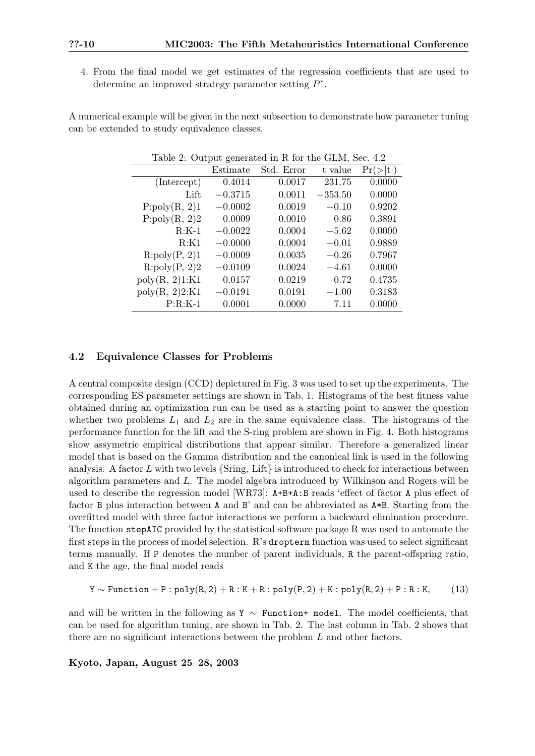4. From the final model we get estimates of the regression coefficients that are used to determine an improved strategy parameter setting $P^*$.

A numerical example will be given in the next subsection to demonstrate how parameter tuning can be extended to study equivalence classes.

Table 2: Output generated in R for the GLM, Sec. 4.2

| | Estimate | Std. Error | t value | Pr(>\|t\|) |
|---|---|---|---|---|
| (Intercept) | 0.4014 | 0.0017 | 231.75 | 0.0000 |
| Lift | −0.3715 | 0.0011 | −353.50 | 0.0000 |
| P:poly(R, 2)1 | −0.0002 | 0.0019 | −0.10 | 0.9202 |
| P:poly(R, 2)2 | 0.0009 | 0.0010 | 0.86 | 0.3891 |
| R:K-1 | −0.0022 | 0.0004 | −5.62 | 0.0000 |
| R:K1 | −0.0000 | 0.0004 | −0.01 | 0.9889 |
| R:poly(P, 2)1 | −0.0009 | 0.0035 | −0.26 | 0.7967 |
| R:poly(P, 2)2 | −0.0109 | 0.0024 | −4.61 | 0.0000 |
| poly(R, 2)1:K1 | 0.0157 | 0.0219 | 0.72 | 0.4735 |
| poly(R, 2)2:K1 | −0.0191 | 0.0191 | −1.00 | 0.3183 |
| P:R:K-1 | 0.0001 | 0.0000 | 7.11 | 0.0000 |

### 4.2 Equivalence Classes for Problems

A central composite design (CCD) depictured in Fig. 3 was used to set up the experiments. The corresponding ES parameter settings are shown in Tab. 1. Histograms of the best fitness value obtained during an optimization run can be used as a starting point to answer the question whether two problems $L_1$ and $L_2$ are in the same equivalence class. The histograms of the performance function for the lift and the S-ring problem are shown in Fig. 4. Both histograms show assymetric empirical distributions that appear similar. Therefore a generalized linear model that is based on the Gamma distribution and the canonical link is used in the following analysis. A factor $L$ with two levels {Sring, Lift} is introduced to check for interactions between algorithm parameters and $L$. The model algebra introduced by Wilkinson and Rogers will be used to describe the regression model [WR73]: `A+B+A:B` reads 'effect of factor `A` plus effect of factor `B` plus interaction between `A` and `B`' and can be abbreviated as `A*B`. Starting from the overfitted model with three factor interactions we perform a backward elimination procedure. The function `stepAIC` provided by the statistical software package R was used to automate the first steps in the process of model selection. R's `dropterm` function was used to select significant terms manually. If `P` denotes the number of parent individuals, `R` the parent-offspring ratio, and `K` the age, the final model reads

$$\texttt{Y} \sim \texttt{Function} + \texttt{P} : \texttt{poly(R, 2)} + \texttt{R} : \texttt{K} + \texttt{R} : \texttt{poly(P, 2)} + \texttt{K} : \texttt{poly(R, 2)} + \texttt{P} : \texttt{R} : \texttt{K}, \qquad (13)$$

and will be written in the following as `Y ∼ Function+ model`. The model coefficients, that can be used for algorithm tuning, are shown in Tab. 2. The last column in Tab. 2 shows that there are no significant interactions between the problem $L$ and other factors.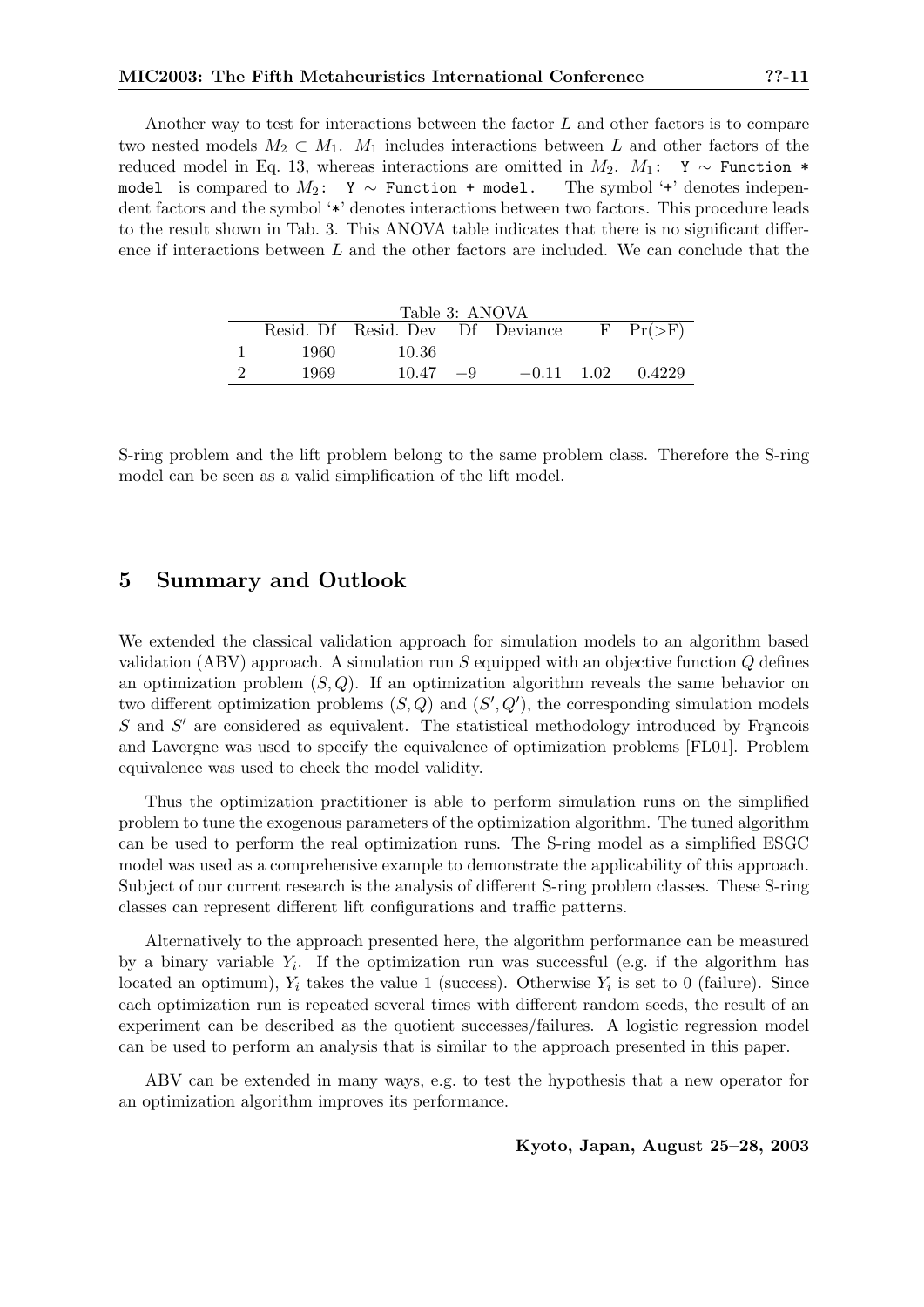Another way to test for interactions between the factor $L$ and other factors is to compare two nested models $M_2 \subset M_1$. $M_1$ includes interactions between $L$ and other factors of the reduced model in Eq. 13, whereas interactions are omitted in $M_2$. $M_1$: `Y ~ Function * model` is compared to $M_2$: `Y ~ Function + model`. The symbol '+' denotes independent factors and the symbol '*' denotes interactions between two factors. This procedure leads to the result shown in Tab. 3. This ANOVA table indicates that there is no significant difference if interactions between $L$ and the other factors are included. We can conclude that the S-ring problem and the lift problem belong to the same problem class. Therefore the S-ring model can be seen as a valid simplification of the lift model.

Table 3: ANOVA

| | Resid. Df | Resid. Dev | Df | Deviance | F | Pr(>F) |
|---|---|---|---|---|---|---|
| 1 | 1960 | 10.36 | | | | |
| 2 | 1969 | 10.47 | −9 | −0.11 | 1.02 | 0.4229 |

## 5 Summary and Outlook

We extended the classical validation approach for simulation models to an algorithm based validation (ABV) approach. A simulation run $S$ equipped with an objective function $Q$ defines an optimization problem $(S, Q)$. If an optimization algorithm reveals the same behavior on two different optimization problems $(S, Q)$ and $(S', Q')$, the corresponding simulation models $S$ and $S'$ are considered as equivalent. The statistical methodology introduced by Frąncois and Lavergne was used to specify the equivalence of optimization problems [FL01]. Problem equivalence was used to check the model validity.

Thus the optimization practitioner is able to perform simulation runs on the simplified problem to tune the exogenous parameters of the optimization algorithm. The tuned algorithm can be used to perform the real optimization runs. The S-ring model as a simplified ESGC model was used as a comprehensive example to demonstrate the applicability of this approach. Subject of our current research is the analysis of different S-ring problem classes. These S-ring classes can represent different lift configurations and traffic patterns.

Alternatively to the approach presented here, the algorithm performance can be measured by a binary variable $Y_i$. If the optimization run was successful (e.g. if the algorithm has located an optimum), $Y_i$ takes the value 1 (success). Otherwise $Y_i$ is set to 0 (failure). Since each optimization run is repeated several times with different random seeds, the result of an experiment can be described as the quotient successes/failures. A logistic regression model can be used to perform an analysis that is similar to the approach presented in this paper.

ABV can be extended in many ways, e.g. to test the hypothesis that a new operator for an optimization algorithm improves its performance.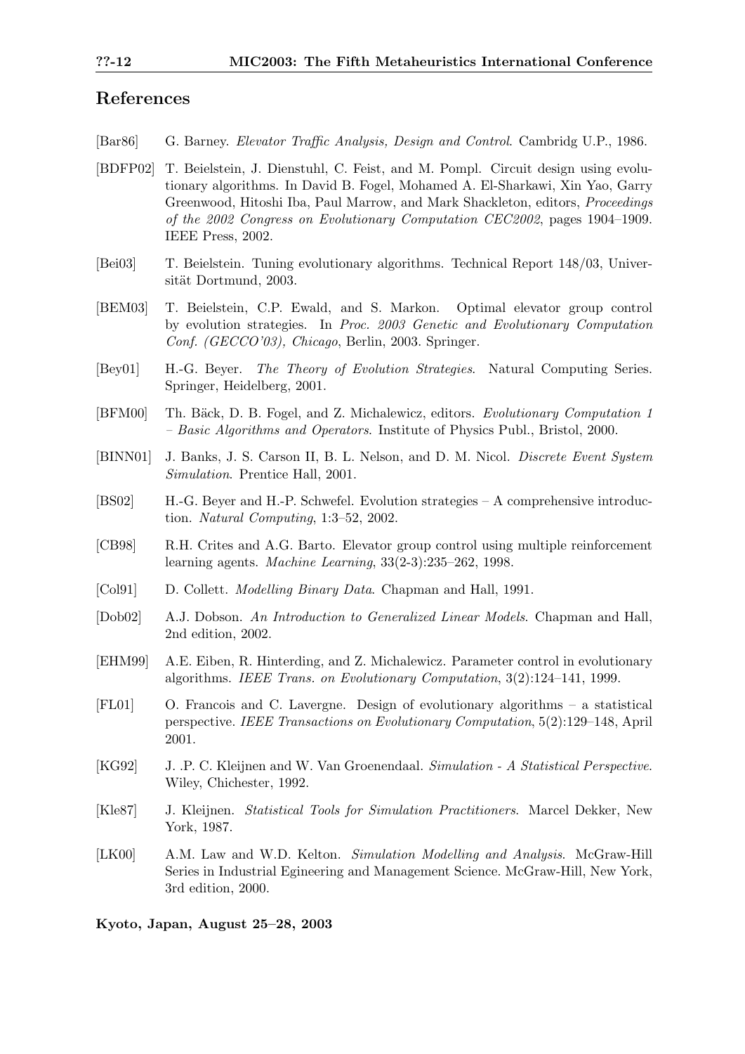## References

[Bar86] G. Barney. *Elevator Traffic Analysis, Design and Control*. Cambridg U.P., 1986.

[BDFP02] T. Beielstein, J. Dienstuhl, C. Feist, and M. Pompl. Circuit design using evolutionary algorithms. In David B. Fogel, Mohamed A. El-Sharkawi, Xin Yao, Garry Greenwood, Hitoshi Iba, Paul Marrow, and Mark Shackleton, editors, *Proceedings of the 2002 Congress on Evolutionary Computation CEC2002*, pages 1904–1909. IEEE Press, 2002.

[Bei03] T. Beielstein. Tuning evolutionary algorithms. Technical Report 148/03, Universität Dortmund, 2003.

[BEM03] T. Beielstein, C.P. Ewald, and S. Markon. Optimal elevator group control by evolution strategies. In *Proc. 2003 Genetic and Evolutionary Computation Conf. (GECCO'03), Chicago*, Berlin, 2003. Springer.

[Bey01] H.-G. Beyer. *The Theory of Evolution Strategies*. Natural Computing Series. Springer, Heidelberg, 2001.

[BFM00] Th. Bäck, D. B. Fogel, and Z. Michalewicz, editors. *Evolutionary Computation 1 – Basic Algorithms and Operators*. Institute of Physics Publ., Bristol, 2000.

[BINN01] J. Banks, J. S. Carson II, B. L. Nelson, and D. M. Nicol. *Discrete Event System Simulation*. Prentice Hall, 2001.

[BS02] H.-G. Beyer and H.-P. Schwefel. Evolution strategies – A comprehensive introduction. *Natural Computing*, 1:3–52, 2002.

[CB98] R.H. Crites and A.G. Barto. Elevator group control using multiple reinforcement learning agents. *Machine Learning*, 33(2-3):235–262, 1998.

[Col91] D. Collett. *Modelling Binary Data*. Chapman and Hall, 1991.

[Dob02] A.J. Dobson. *An Introduction to Generalized Linear Models*. Chapman and Hall, 2nd edition, 2002.

[EHM99] A.E. Eiben, R. Hinterding, and Z. Michalewicz. Parameter control in evolutionary algorithms. *IEEE Trans. on Evolutionary Computation*, 3(2):124–141, 1999.

[FL01] O. Francois and C. Lavergne. Design of evolutionary algorithms – a statistical perspective. *IEEE Transactions on Evolutionary Computation*, 5(2):129–148, April 2001.

[KG92] J. .P. C. Kleijnen and W. Van Groenendaal. *Simulation - A Statistical Perspective*. Wiley, Chichester, 1992.

[Kle87] J. Kleijnen. *Statistical Tools for Simulation Practitioners*. Marcel Dekker, New York, 1987.

[LK00] A.M. Law and W.D. Kelton. *Simulation Modelling and Analysis*. McGraw-Hill Series in Industrial Egineering and Management Science. McGraw-Hill, New York, 3rd edition, 2000.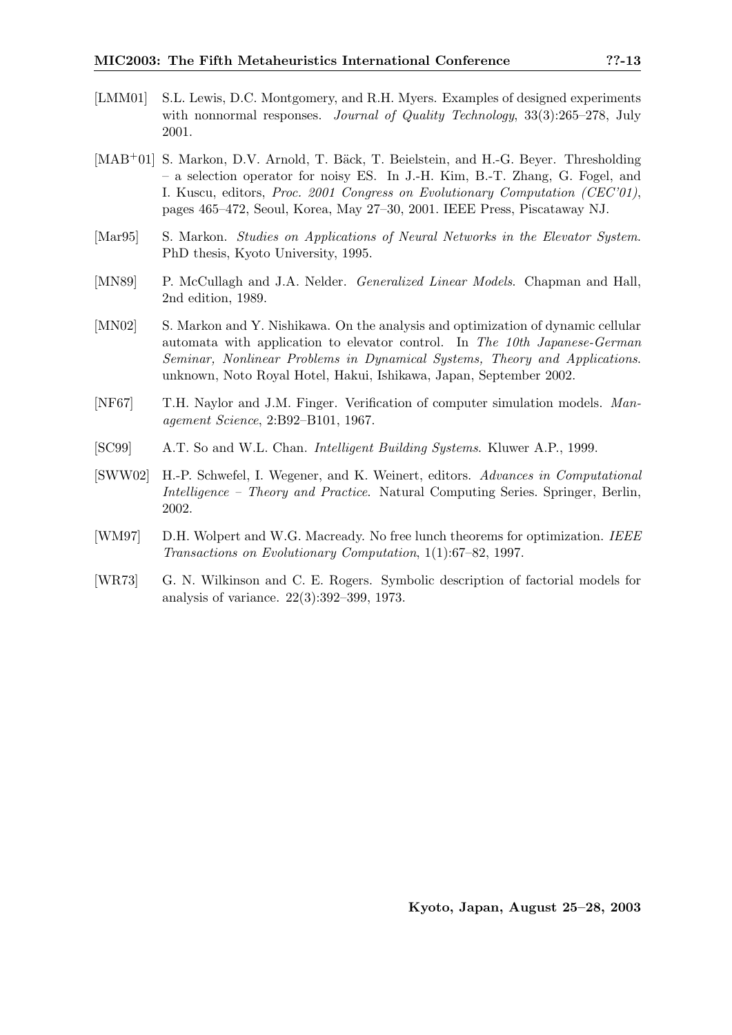[LMM01] S.L. Lewis, D.C. Montgomery, and R.H. Myers. Examples of designed experiments with nonnormal responses. *Journal of Quality Technology*, 33(3):265–278, July 2001.

[MAB+01] S. Markon, D.V. Arnold, T. Bäck, T. Beielstein, and H.-G. Beyer. Thresholding – a selection operator for noisy ES. In J.-H. Kim, B.-T. Zhang, G. Fogel, and I. Kuscu, editors, *Proc. 2001 Congress on Evolutionary Computation (CEC'01)*, pages 465–472, Seoul, Korea, May 27–30, 2001. IEEE Press, Piscataway NJ.

[Mar95] S. Markon. *Studies on Applications of Neural Networks in the Elevator System*. PhD thesis, Kyoto University, 1995.

[MN89] P. McCullagh and J.A. Nelder. *Generalized Linear Models*. Chapman and Hall, 2nd edition, 1989.

[MN02] S. Markon and Y. Nishikawa. On the analysis and optimization of dynamic cellular automata with application to elevator control. In *The 10th Japanese-German Seminar, Nonlinear Problems in Dynamical Systems, Theory and Applications*. unknown, Noto Royal Hotel, Hakui, Ishikawa, Japan, September 2002.

[NF67] T.H. Naylor and J.M. Finger. Verification of computer simulation models. *Management Science*, 2:B92–B101, 1967.

[SC99] A.T. So and W.L. Chan. *Intelligent Building Systems*. Kluwer A.P., 1999.

[SWW02] H.-P. Schwefel, I. Wegener, and K. Weinert, editors. *Advances in Computational Intelligence – Theory and Practice*. Natural Computing Series. Springer, Berlin, 2002.

[WM97] D.H. Wolpert and W.G. Macready. No free lunch theorems for optimization. *IEEE Transactions on Evolutionary Computation*, 1(1):67–82, 1997.

[WR73] G. N. Wilkinson and C. E. Rogers. Symbolic description of factorial models for analysis of variance. 22(3):392–399, 1973.